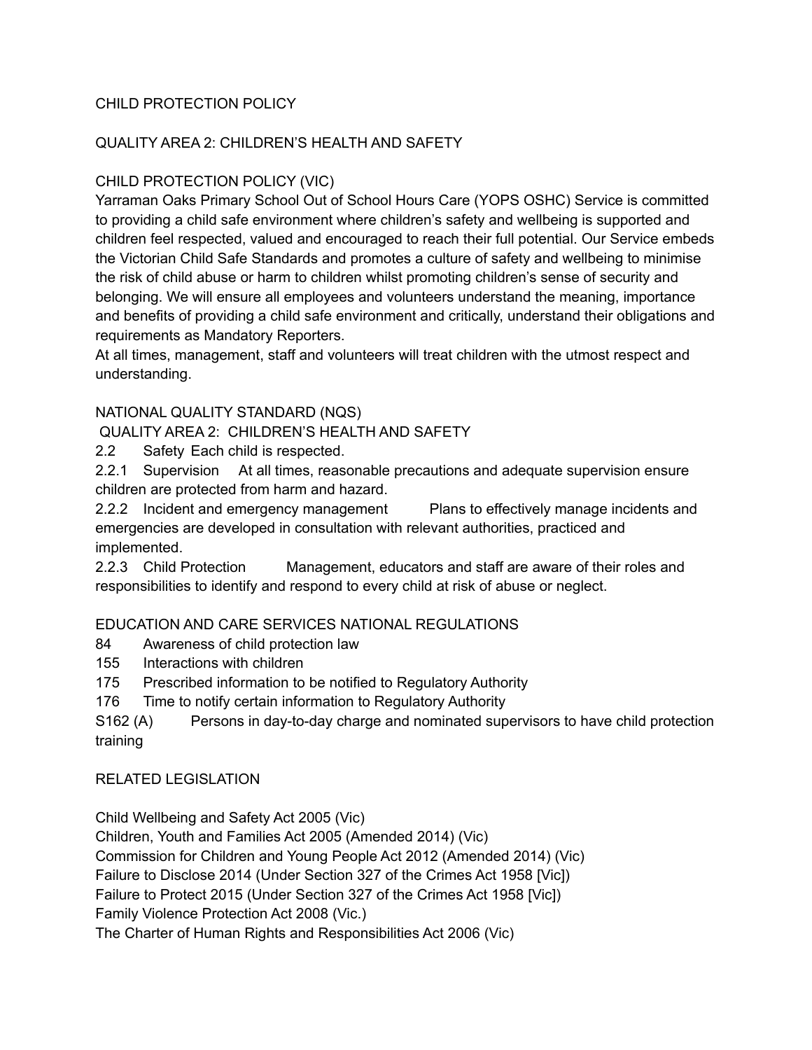# CHILD PROTECTION POLICY

## QUALITY AREA 2: CHILDREN'S HEALTH AND SAFETY

## CHILD PROTECTION POLICY (VIC)

Yarraman Oaks Primary School Out of School Hours Care (YOPS OSHC) Service is committed to providing a child safe environment where children's safety and wellbeing is supported and children feel respected, valued and encouraged to reach their full potential. Our Service embeds the Victorian Child Safe Standards and promotes a culture of safety and wellbeing to minimise the risk of child abuse or harm to children whilst promoting children's sense of security and belonging. We will ensure all employees and volunteers understand the meaning, importance and benefits of providing a child safe environment and critically, understand their obligations and requirements as Mandatory Reporters.

At all times, management, staff and volunteers will treat children with the utmost respect and understanding.

## NATIONAL QUALITY STANDARD (NQS)

QUALITY AREA 2: CHILDREN'S HEALTH AND SAFETY

2.2 Safety Each child is respected.

2.2.1 Supervision At all times, reasonable precautions and adequate supervision ensure children are protected from harm and hazard.

2.2.2 Incident and emergency management Plans to effectively manage incidents and emergencies are developed in consultation with relevant authorities, practiced and implemented.

2.2.3 Child Protection Management, educators and staff are aware of their roles and responsibilities to identify and respond to every child at risk of abuse or neglect.

## EDUCATION AND CARE SERVICES NATIONAL REGULATIONS

84 Awareness of child protection law

155 Interactions with children

175 Prescribed information to be notified to Regulatory Authority

176 Time to notify certain information to Regulatory Authority

S162 (A) Persons in day-to-day charge and nominated supervisors to have child protection training

## RELATED LEGISLATION

Child Wellbeing and Safety Act 2005 (Vic)

Children, Youth and Families Act 2005 (Amended 2014) (Vic)

Commission for Children and Young People Act 2012 (Amended 2014) (Vic)

Failure to Disclose 2014 (Under Section 327 of the Crimes Act 1958 [Vic])

Failure to Protect 2015 (Under Section 327 of the Crimes Act 1958 [Vic])

Family Violence Protection Act 2008 (Vic.)

The Charter of Human Rights and Responsibilities Act 2006 (Vic)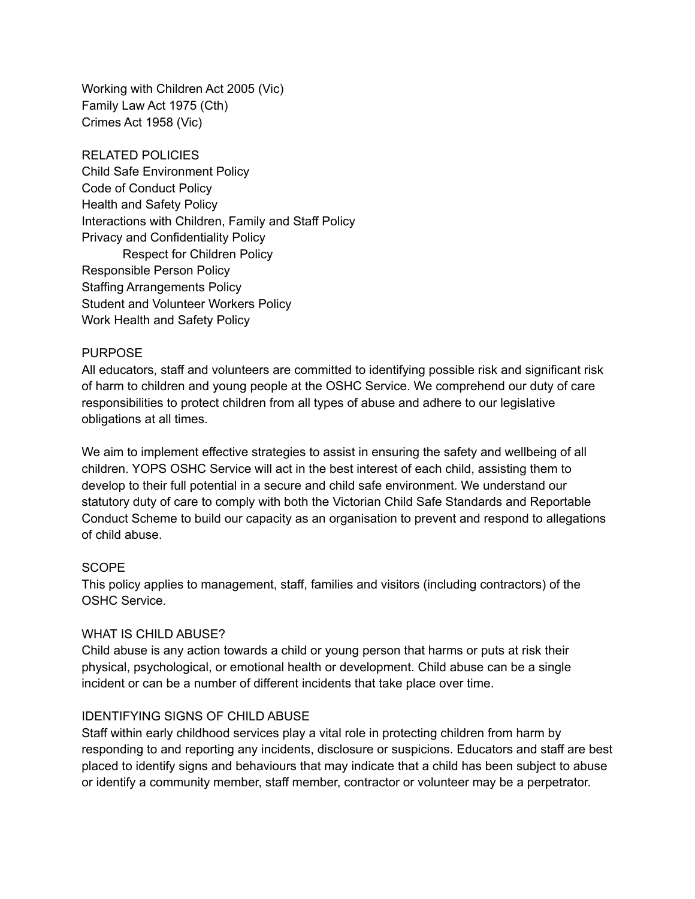Working with Children Act 2005 (Vic)
Family Law Act 1975 (Cth)
Crimes Act 1958 (Vic)

## RELATED POLICIES

Child Safe Environment Policy
Code of Conduct Policy
Health and Safety Policy
Interactions with Children, Family and Staff Policy
Privacy and Confidentiality Policy
Respect for Children Policy
Responsible Person Policy
Staffing Arrangements Policy
Student and Volunteer Workers Policy
Work Health and Safety Policy

## PURPOSE

All educators, staff and volunteers are committed to identifying possible risk and significant risk of harm to children and young people at the OSHC Service. We comprehend our duty of care responsibilities to protect children from all types of abuse and adhere to our legislative obligations at all times.

We aim to implement effective strategies to assist in ensuring the safety and wellbeing of all children. YOPS OSHC Service will act in the best interest of each child, assisting them to develop to their full potential in a secure and child safe environment. We understand our statutory duty of care to comply with both the Victorian Child Safe Standards and Reportable Conduct Scheme to build our capacity as an organisation to prevent and respond to allegations of child abuse.

## SCOPE

This policy applies to management, staff, families and visitors (including contractors) of the OSHC Service.

## WHAT IS CHILD ABUSE?

Child abuse is any action towards a child or young person that harms or puts at risk their physical, psychological, or emotional health or development. Child abuse can be a single incident or can be a number of different incidents that take place over time.

## IDENTIFYING SIGNS OF CHILD ABUSE

Staff within early childhood services play a vital role in protecting children from harm by responding to and reporting any incidents, disclosure or suspicions. Educators and staff are best placed to identify signs and behaviours that may indicate that a child has been subject to abuse or identify a community member, staff member, contractor or volunteer may be a perpetrator.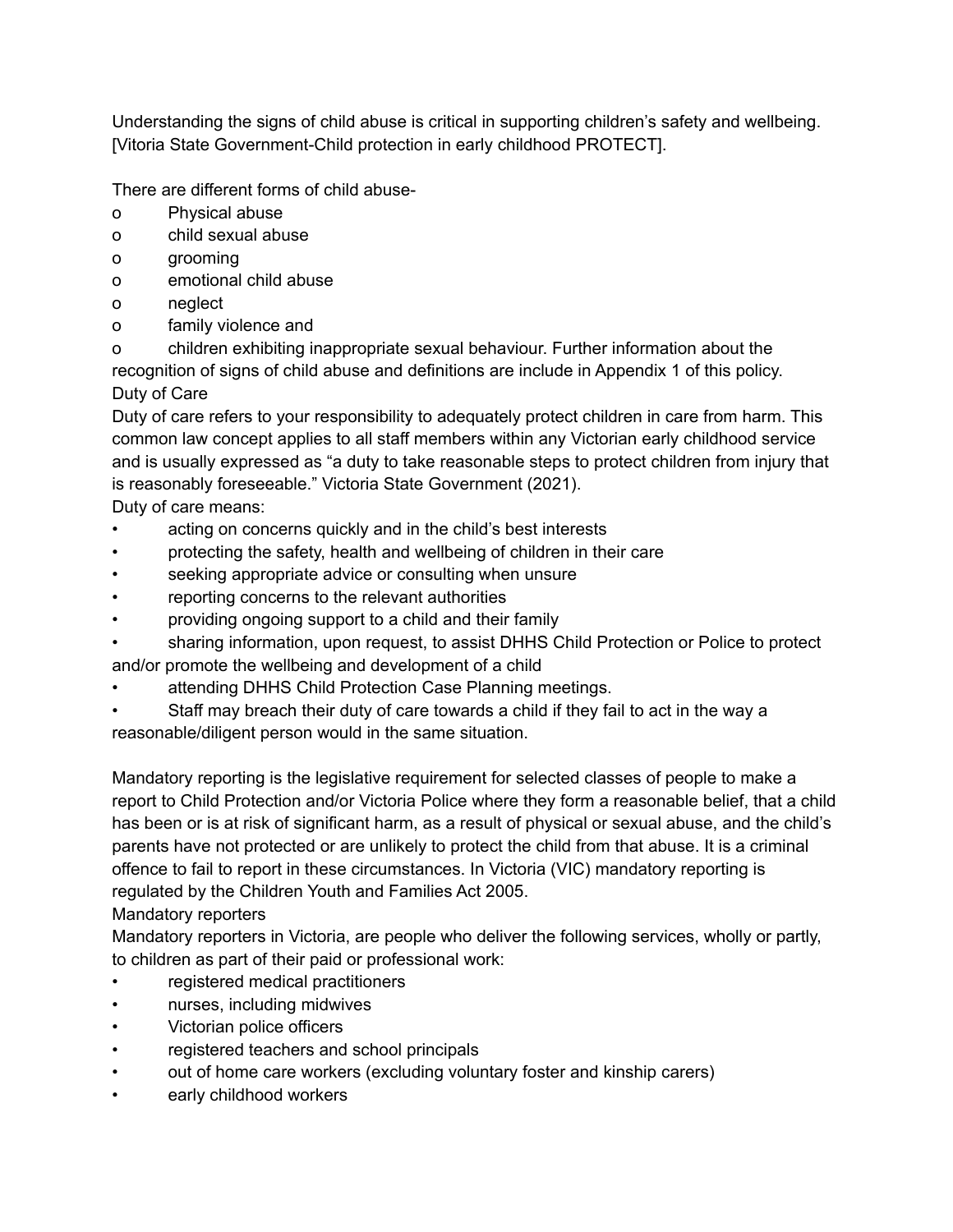Understanding the signs of child abuse is critical in supporting children's safety and wellbeing. [Vitoria State Government-Child protection in early childhood PROTECT].

There are different forms of child abuse-

- Physical abuse
- child sexual abuse
- grooming
- emotional child abuse
- neglect
- family violence and
- children exhibiting inappropriate sexual behaviour. Further information about the recognition of signs of child abuse and definitions are include in Appendix 1 of this policy.

Duty of Care

Duty of care refers to your responsibility to adequately protect children in care from harm. This common law concept applies to all staff members within any Victorian early childhood service and is usually expressed as "a duty to take reasonable steps to protect children from injury that is reasonably foreseeable." Victoria State Government (2021).

Duty of care means:

- acting on concerns quickly and in the child's best interests
- protecting the safety, health and wellbeing of children in their care
- seeking appropriate advice or consulting when unsure
- reporting concerns to the relevant authorities
- providing ongoing support to a child and their family
- sharing information, upon request, to assist DHHS Child Protection or Police to protect and/or promote the wellbeing and development of a child
- attending DHHS Child Protection Case Planning meetings.
- Staff may breach their duty of care towards a child if they fail to act in the way a reasonable/diligent person would in the same situation.

Mandatory reporting is the legislative requirement for selected classes of people to make a report to Child Protection and/or Victoria Police where they form a reasonable belief, that a child has been or is at risk of significant harm, as a result of physical or sexual abuse, and the child's parents have not protected or are unlikely to protect the child from that abuse. It is a criminal offence to fail to report in these circumstances. In Victoria (VIC) mandatory reporting is regulated by the Children Youth and Families Act 2005.

Mandatory reporters

Mandatory reporters in Victoria, are people who deliver the following services, wholly or partly, to children as part of their paid or professional work:

- registered medical practitioners
- nurses, including midwives
- Victorian police officers
- registered teachers and school principals
- out of home care workers (excluding voluntary foster and kinship carers)
- early childhood workers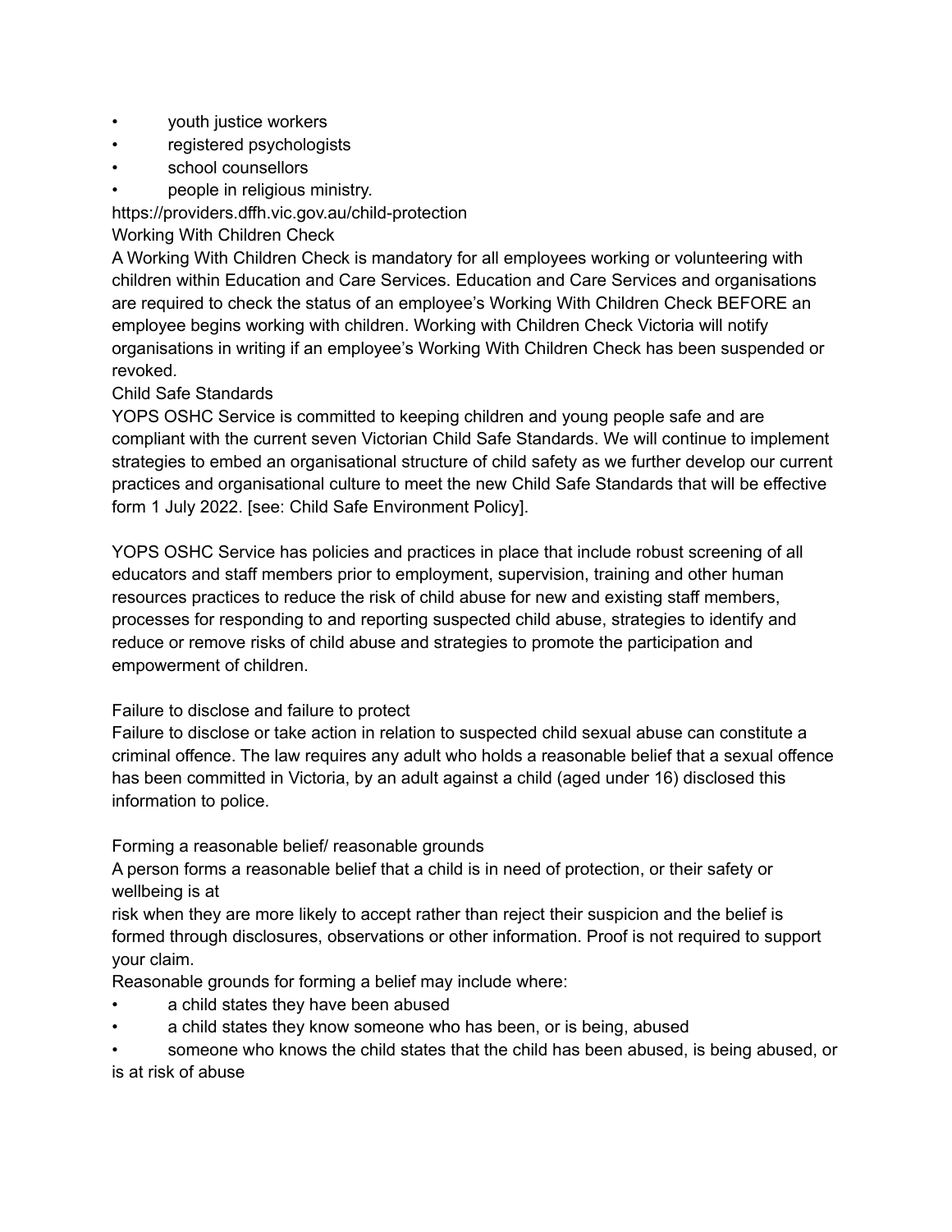- youth justice workers
- registered psychologists
- school counsellors
- people in religious ministry.

https://providers.dffh.vic.gov.au/child-protection

Working With Children Check

A Working With Children Check is mandatory for all employees working or volunteering with children within Education and Care Services. Education and Care Services and organisations are required to check the status of an employee's Working With Children Check BEFORE an employee begins working with children. Working with Children Check Victoria will notify organisations in writing if an employee's Working With Children Check has been suspended or revoked.

Child Safe Standards

YOPS OSHC Service is committed to keeping children and young people safe and are compliant with the current seven Victorian Child Safe Standards. We will continue to implement strategies to embed an organisational structure of child safety as we further develop our current practices and organisational culture to meet the new Child Safe Standards that will be effective form 1 July 2022. [see: Child Safe Environment Policy].

YOPS OSHC Service has policies and practices in place that include robust screening of all educators and staff members prior to employment, supervision, training and other human resources practices to reduce the risk of child abuse for new and existing staff members, processes for responding to and reporting suspected child abuse, strategies to identify and reduce or remove risks of child abuse and strategies to promote the participation and empowerment of children.

Failure to disclose and failure to protect

Failure to disclose or take action in relation to suspected child sexual abuse can constitute a criminal offence. The law requires any adult who holds a reasonable belief that a sexual offence has been committed in Victoria, by an adult against a child (aged under 16) disclosed this information to police.

Forming a reasonable belief/ reasonable grounds

A person forms a reasonable belief that a child is in need of protection, or their safety or wellbeing is at risk when they are more likely to accept rather than reject their suspicion and the belief is formed through disclosures, observations or other information. Proof is not required to support your claim.

Reasonable grounds for forming a belief may include where:

- a child states they have been abused
- a child states they know someone who has been, or is being, abused
- someone who knows the child states that the child has been abused, is being abused, or is at risk of abuse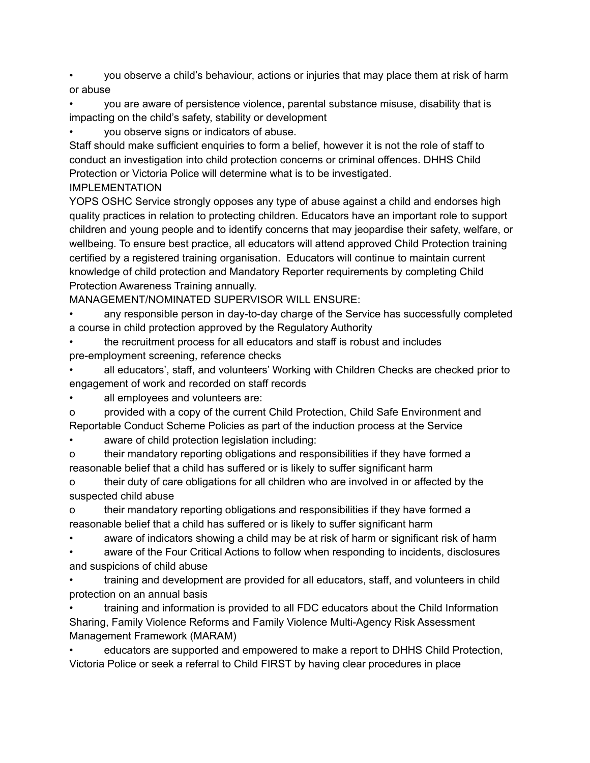- you observe a child's behaviour, actions or injuries that may place them at risk of harm or abuse
- you are aware of persistence violence, parental substance misuse, disability that is impacting on the child's safety, stability or development
- you observe signs or indicators of abuse.

Staff should make sufficient enquiries to form a belief, however it is not the role of staff to conduct an investigation into child protection concerns or criminal offences. DHHS Child Protection or Victoria Police will determine what is to be investigated.

## IMPLEMENTATION

YOPS OSHC Service strongly opposes any type of abuse against a child and endorses high quality practices in relation to protecting children. Educators have an important role to support children and young people and to identify concerns that may jeopardise their safety, welfare, or wellbeing. To ensure best practice, all educators will attend approved Child Protection training certified by a registered training organisation. Educators will continue to maintain current knowledge of child protection and Mandatory Reporter requirements by completing Child Protection Awareness Training annually.

### MANAGEMENT/NOMINATED SUPERVISOR WILL ENSURE:

- any responsible person in day-to-day charge of the Service has successfully completed a course in child protection approved by the Regulatory Authority
- the recruitment process for all educators and staff is robust and includes pre-employment screening, reference checks
- all educators', staff, and volunteers' Working with Children Checks are checked prior to engagement of work and recorded on staff records
- all employees and volunteers are:
    - provided with a copy of the current Child Protection, Child Safe Environment and Reportable Conduct Scheme Policies as part of the induction process at the Service
- aware of child protection legislation including:
    - their mandatory reporting obligations and responsibilities if they have formed a reasonable belief that a child has suffered or is likely to suffer significant harm
    - their duty of care obligations for all children who are involved in or affected by the suspected child abuse
    - their mandatory reporting obligations and responsibilities if they have formed a reasonable belief that a child has suffered or is likely to suffer significant harm
- aware of indicators showing a child may be at risk of harm or significant risk of harm
- aware of the Four Critical Actions to follow when responding to incidents, disclosures and suspicions of child abuse
- training and development are provided for all educators, staff, and volunteers in child protection on an annual basis
- training and information is provided to all FDC educators about the Child Information Sharing, Family Violence Reforms and Family Violence Multi-Agency Risk Assessment Management Framework (MARAM)
- educators are supported and empowered to make a report to DHHS Child Protection, Victoria Police or seek a referral to Child FIRST by having clear procedures in place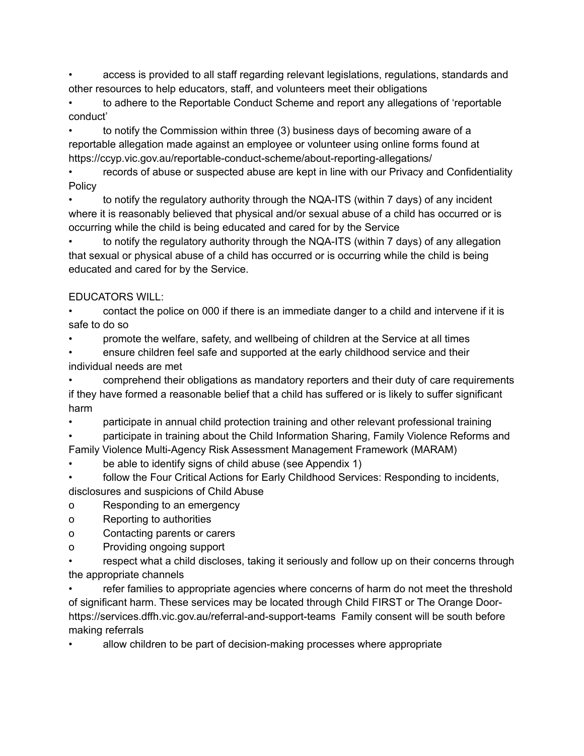- access is provided to all staff regarding relevant legislations, regulations, standards and other resources to help educators, staff, and volunteers meet their obligations
- to adhere to the Reportable Conduct Scheme and report any allegations of 'reportable conduct'
- to notify the Commission within three (3) business days of becoming aware of a reportable allegation made against an employee or volunteer using online forms found at https://ccyp.vic.gov.au/reportable-conduct-scheme/about-reporting-allegations/
- records of abuse or suspected abuse are kept in line with our Privacy and Confidentiality Policy
- to notify the regulatory authority through the NQA-ITS (within 7 days) of any incident where it is reasonably believed that physical and/or sexual abuse of a child has occurred or is occurring while the child is being educated and cared for by the Service
- to notify the regulatory authority through the NQA-ITS (within 7 days) of any allegation that sexual or physical abuse of a child has occurred or is occurring while the child is being educated and cared for by the Service.

EDUCATORS WILL:

- contact the police on 000 if there is an immediate danger to a child and intervene if it is safe to do so
- promote the welfare, safety, and wellbeing of children at the Service at all times
- ensure children feel safe and supported at the early childhood service and their individual needs are met
- comprehend their obligations as mandatory reporters and their duty of care requirements if they have formed a reasonable belief that a child has suffered or is likely to suffer significant harm
- participate in annual child protection training and other relevant professional training
- participate in training about the Child Information Sharing, Family Violence Reforms and Family Violence Multi-Agency Risk Assessment Management Framework (MARAM)
- be able to identify signs of child abuse (see Appendix 1)
- follow the Four Critical Actions for Early Childhood Services: Responding to incidents, disclosures and suspicions of Child Abuse
  - Responding to an emergency
  - Reporting to authorities
  - Contacting parents or carers
  - Providing ongoing support
- respect what a child discloses, taking it seriously and follow up on their concerns through the appropriate channels
- refer families to appropriate agencies where concerns of harm do not meet the threshold of significant harm. These services may be located through Child FIRST or The Orange Door- https://services.dffh.vic.gov.au/referral-and-support-teams Family consent will be south before making referrals
- allow children to be part of decision-making processes where appropriate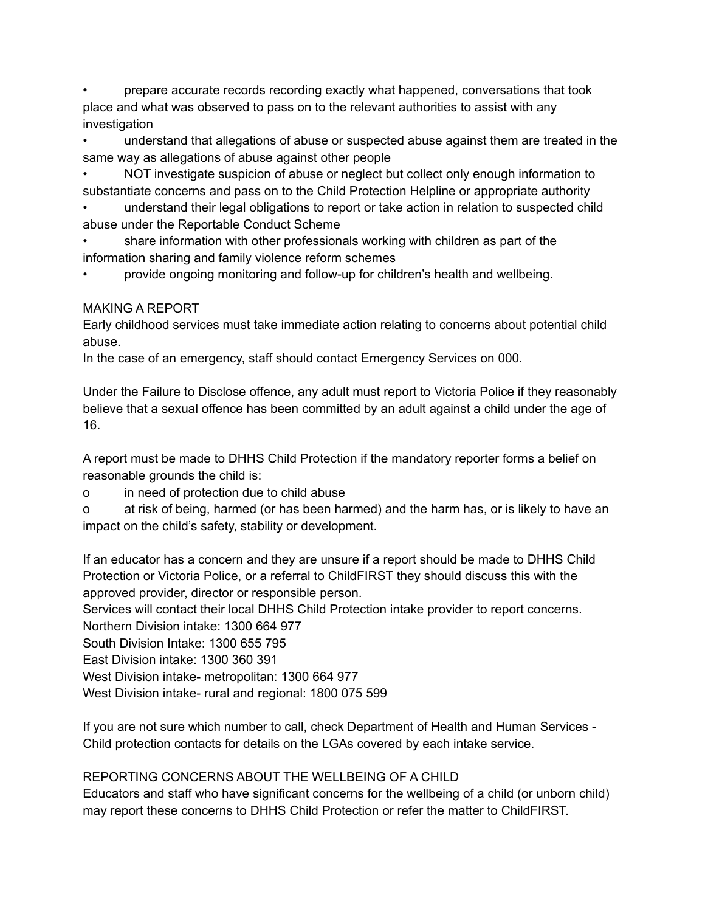- prepare accurate records recording exactly what happened, conversations that took place and what was observed to pass on to the relevant authorities to assist with any investigation
- understand that allegations of abuse or suspected abuse against them are treated in the same way as allegations of abuse against other people
- NOT investigate suspicion of abuse or neglect but collect only enough information to substantiate concerns and pass on to the Child Protection Helpline or appropriate authority
- understand their legal obligations to report or take action in relation to suspected child abuse under the Reportable Conduct Scheme
- share information with other professionals working with children as part of the information sharing and family violence reform schemes
- provide ongoing monitoring and follow-up for children's health and wellbeing.

## MAKING A REPORT

Early childhood services must take immediate action relating to concerns about potential child abuse.

In the case of an emergency, staff should contact Emergency Services on 000.

Under the Failure to Disclose offence, any adult must report to Victoria Police if they reasonably believe that a sexual offence has been committed by an adult against a child under the age of 16.

A report must be made to DHHS Child Protection if the mandatory reporter forms a belief on reasonable grounds the child is:

- in need of protection due to child abuse
- at risk of being, harmed (or has been harmed) and the harm has, or is likely to have an impact on the child's safety, stability or development.

If an educator has a concern and they are unsure if a report should be made to DHHS Child Protection or Victoria Police, or a referral to ChildFIRST they should discuss this with the approved provider, director or responsible person.

Services will contact their local DHHS Child Protection intake provider to report concerns.

Northern Division intake: 1300 664 977
South Division Intake: 1300 655 795
East Division intake: 1300 360 391
West Division intake- metropolitan: 1300 664 977
West Division intake- rural and regional: 1800 075 599

If you are not sure which number to call, check Department of Health and Human Services - Child protection contacts for details on the LGAs covered by each intake service.

## REPORTING CONCERNS ABOUT THE WELLBEING OF A CHILD

Educators and staff who have significant concerns for the wellbeing of a child (or unborn child) may report these concerns to DHHS Child Protection or refer the matter to ChildFIRST.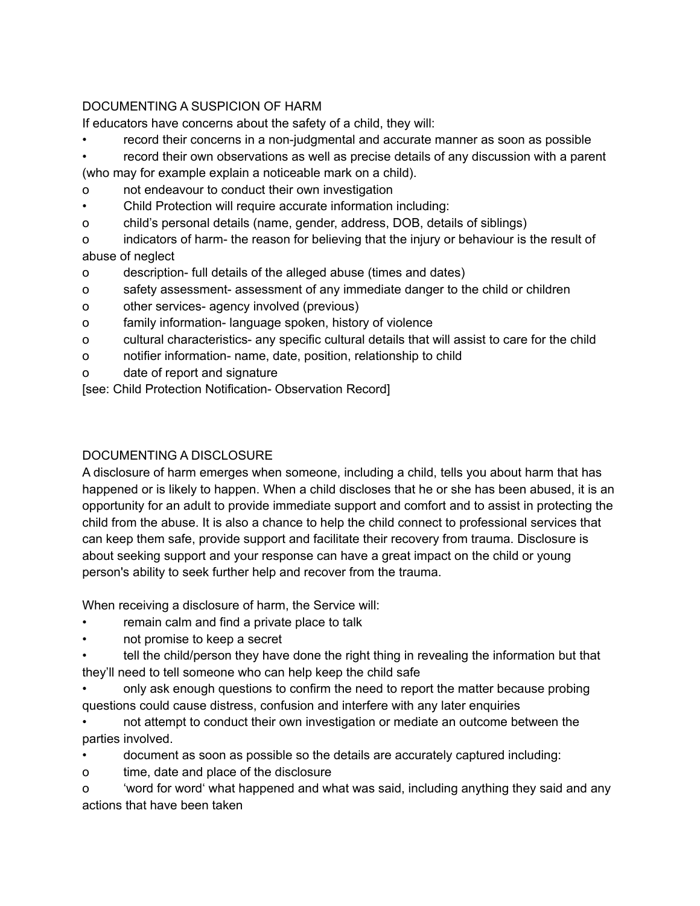## DOCUMENTING A SUSPICION OF HARM

If educators have concerns about the safety of a child, they will:

- record their concerns in a non-judgmental and accurate manner as soon as possible
- record their own observations as well as precise details of any discussion with a parent (who may for example explain a noticeable mark on a child).
  - not endeavour to conduct their own investigation
- Child Protection will require accurate information including:
  - child's personal details (name, gender, address, DOB, details of siblings)
  - indicators of harm- the reason for believing that the injury or behaviour is the result of abuse of neglect
  - description- full details of the alleged abuse (times and dates)
  - safety assessment- assessment of any immediate danger to the child or children
  - other services- agency involved (previous)
  - family information- language spoken, history of violence
  - cultural characteristics- any specific cultural details that will assist to care for the child
  - notifier information- name, date, position, relationship to child
  - date of report and signature

[see: Child Protection Notification- Observation Record]

## DOCUMENTING A DISCLOSURE

A disclosure of harm emerges when someone, including a child, tells you about harm that has happened or is likely to happen. When a child discloses that he or she has been abused, it is an opportunity for an adult to provide immediate support and comfort and to assist in protecting the child from the abuse. It is also a chance to help the child connect to professional services that can keep them safe, provide support and facilitate their recovery from trauma. Disclosure is about seeking support and your response can have a great impact on the child or young person's ability to seek further help and recover from the trauma.

When receiving a disclosure of harm, the Service will:

- remain calm and find a private place to talk
- not promise to keep a secret
- tell the child/person they have done the right thing in revealing the information but that they'll need to tell someone who can help keep the child safe
- only ask enough questions to confirm the need to report the matter because probing questions could cause distress, confusion and interfere with any later enquiries
- not attempt to conduct their own investigation or mediate an outcome between the parties involved.
- document as soon as possible so the details are accurately captured including:
  - time, date and place of the disclosure
  - 'word for word' what happened and what was said, including anything they said and any actions that have been taken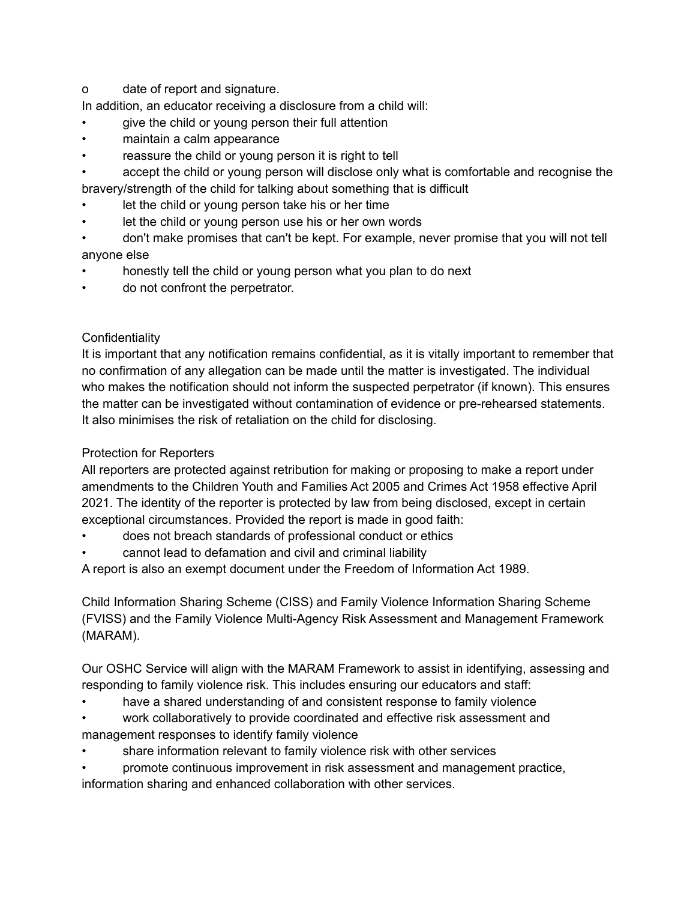- date of report and signature.

In addition, an educator receiving a disclosure from a child will:

- give the child or young person their full attention
- maintain a calm appearance
- reassure the child or young person it is right to tell
- accept the child or young person will disclose only what is comfortable and recognise the bravery/strength of the child for talking about something that is difficult
- let the child or young person take his or her time
- let the child or young person use his or her own words
- don't make promises that can't be kept. For example, never promise that you will not tell anyone else
- honestly tell the child or young person what you plan to do next
- do not confront the perpetrator.

## Confidentiality

It is important that any notification remains confidential, as it is vitally important to remember that no confirmation of any allegation can be made until the matter is investigated. The individual who makes the notification should not inform the suspected perpetrator (if known). This ensures the matter can be investigated without contamination of evidence or pre-rehearsed statements. It also minimises the risk of retaliation on the child for disclosing.

## Protection for Reporters

All reporters are protected against retribution for making or proposing to make a report under amendments to the Children Youth and Families Act 2005 and Crimes Act 1958 effective April 2021. The identity of the reporter is protected by law from being disclosed, except in certain exceptional circumstances. Provided the report is made in good faith:

- does not breach standards of professional conduct or ethics
- cannot lead to defamation and civil and criminal liability

A report is also an exempt document under the Freedom of Information Act 1989.

## Child Information Sharing Scheme (CISS) and Family Violence Information Sharing Scheme (FVISS) and the Family Violence Multi-Agency Risk Assessment and Management Framework (MARAM).

Our OSHC Service will align with the MARAM Framework to assist in identifying, assessing and responding to family violence risk. This includes ensuring our educators and staff:

- have a shared understanding of and consistent response to family violence
- work collaboratively to provide coordinated and effective risk assessment and management responses to identify family violence
- share information relevant to family violence risk with other services
- promote continuous improvement in risk assessment and management practice, information sharing and enhanced collaboration with other services.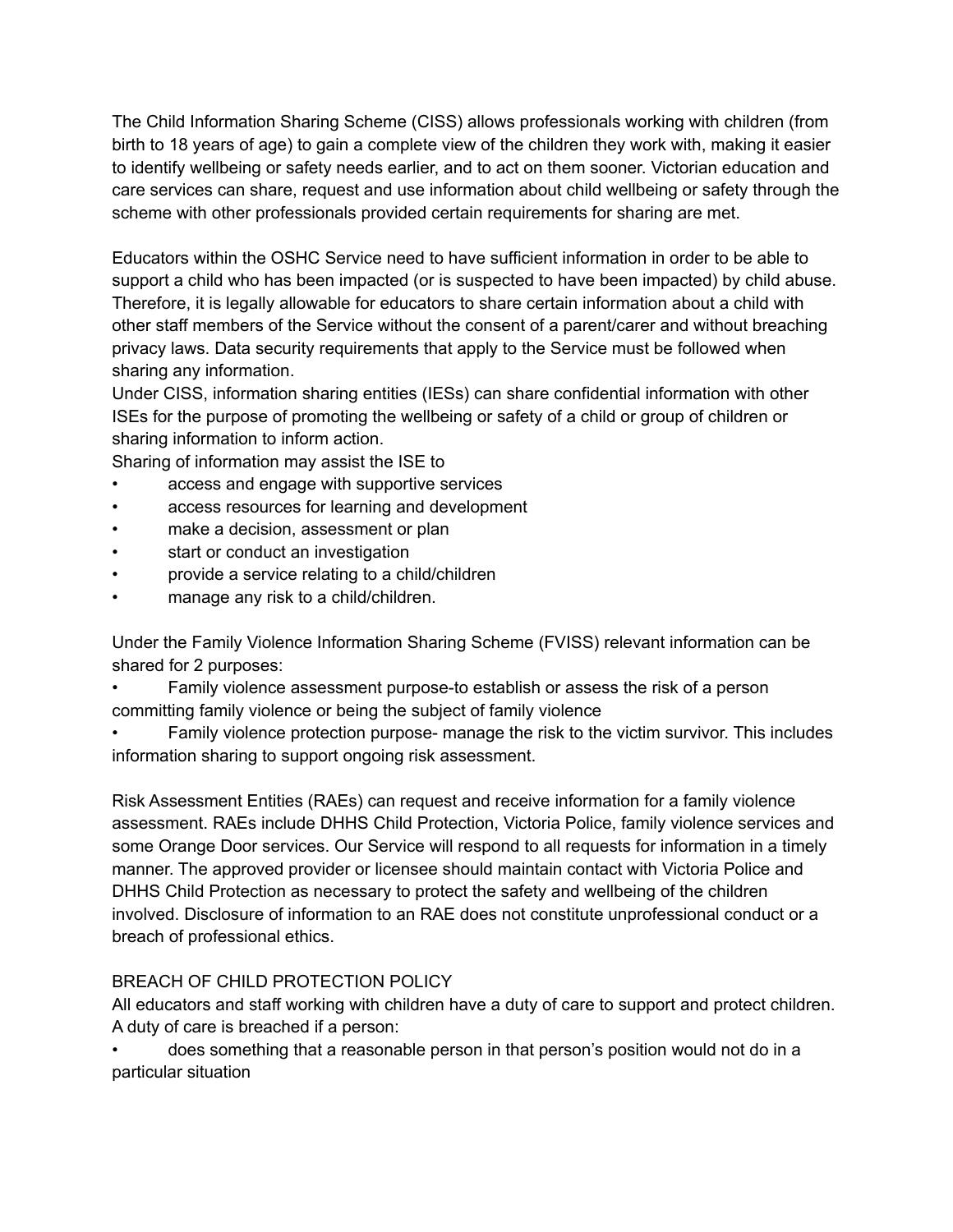The Child Information Sharing Scheme (CISS) allows professionals working with children (from birth to 18 years of age) to gain a complete view of the children they work with, making it easier to identify wellbeing or safety needs earlier, and to act on them sooner. Victorian education and care services can share, request and use information about child wellbeing or safety through the scheme with other professionals provided certain requirements for sharing are met.

Educators within the OSHC Service need to have sufficient information in order to be able to support a child who has been impacted (or is suspected to have been impacted) by child abuse. Therefore, it is legally allowable for educators to share certain information about a child with other staff members of the Service without the consent of a parent/carer and without breaching privacy laws. Data security requirements that apply to the Service must be followed when sharing any information.

Under CISS, information sharing entities (IESs) can share confidential information with other ISEs for the purpose of promoting the wellbeing or safety of a child or group of children or sharing information to inform action.

Sharing of information may assist the ISE to

- access and engage with supportive services
- access resources for learning and development
- make a decision, assessment or plan
- start or conduct an investigation
- provide a service relating to a child/children
- manage any risk to a child/children.

Under the Family Violence Information Sharing Scheme (FVISS) relevant information can be shared for 2 purposes:

- Family violence assessment purpose-to establish or assess the risk of a person committing family violence or being the subject of family violence
- Family violence protection purpose- manage the risk to the victim survivor. This includes information sharing to support ongoing risk assessment.

Risk Assessment Entities (RAEs) can request and receive information for a family violence assessment. RAEs include DHHS Child Protection, Victoria Police, family violence services and some Orange Door services. Our Service will respond to all requests for information in a timely manner. The approved provider or licensee should maintain contact with Victoria Police and DHHS Child Protection as necessary to protect the safety and wellbeing of the children involved. Disclosure of information to an RAE does not constitute unprofessional conduct or a breach of professional ethics.

BREACH OF CHILD PROTECTION POLICY

All educators and staff working with children have a duty of care to support and protect children. A duty of care is breached if a person:

- does something that a reasonable person in that person's position would not do in a particular situation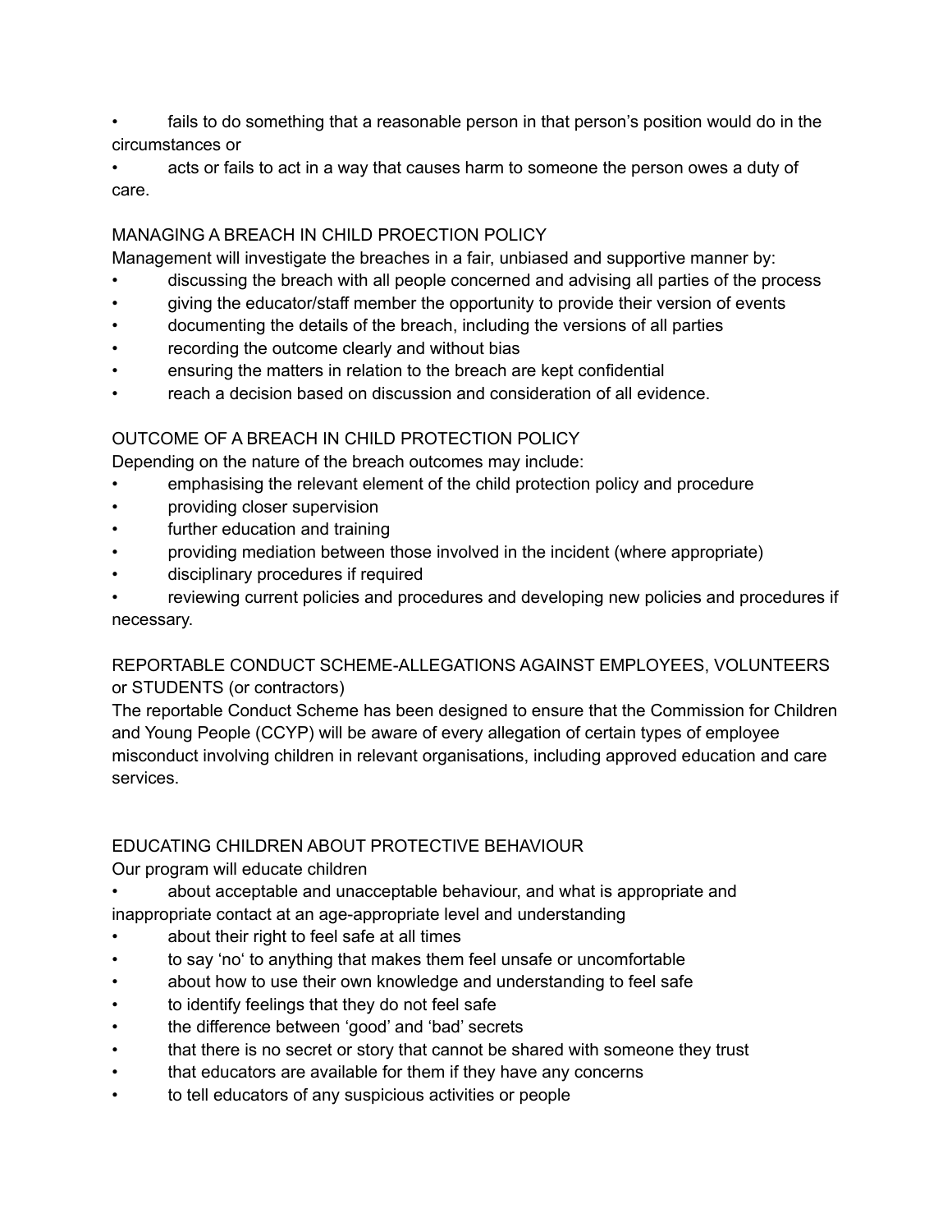- fails to do something that a reasonable person in that person's position would do in the circumstances or
- acts or fails to act in a way that causes harm to someone the person owes a duty of care.

## MANAGING A BREACH IN CHILD PROECTION POLICY

Management will investigate the breaches in a fair, unbiased and supportive manner by:

- discussing the breach with all people concerned and advising all parties of the process
- giving the educator/staff member the opportunity to provide their version of events
- documenting the details of the breach, including the versions of all parties
- recording the outcome clearly and without bias
- ensuring the matters in relation to the breach are kept confidential
- reach a decision based on discussion and consideration of all evidence.

## OUTCOME OF A BREACH IN CHILD PROTECTION POLICY

Depending on the nature of the breach outcomes may include:

- emphasising the relevant element of the child protection policy and procedure
- providing closer supervision
- further education and training
- providing mediation between those involved in the incident (where appropriate)
- disciplinary procedures if required
- reviewing current policies and procedures and developing new policies and procedures if necessary.

## REPORTABLE CONDUCT SCHEME-ALLEGATIONS AGAINST EMPLOYEES, VOLUNTEERS or STUDENTS (or contractors)

The reportable Conduct Scheme has been designed to ensure that the Commission for Children and Young People (CCYP) will be aware of every allegation of certain types of employee misconduct involving children in relevant organisations, including approved education and care services.

## EDUCATING CHILDREN ABOUT PROTECTIVE BEHAVIOUR

Our program will educate children

- about acceptable and unacceptable behaviour, and what is appropriate and inappropriate contact at an age-appropriate level and understanding
- about their right to feel safe at all times
- to say 'no' to anything that makes them feel unsafe or uncomfortable
- about how to use their own knowledge and understanding to feel safe
- to identify feelings that they do not feel safe
- the difference between 'good' and 'bad' secrets
- that there is no secret or story that cannot be shared with someone they trust
- that educators are available for them if they have any concerns
- to tell educators of any suspicious activities or people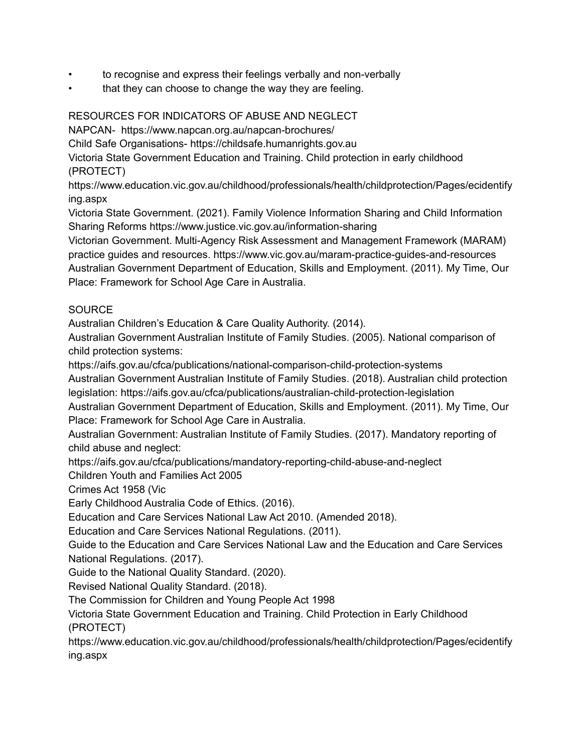- to recognise and express their feelings verbally and non-verbally
- that they can choose to change the way they are feeling.

RESOURCES FOR INDICATORS OF ABUSE AND NEGLECT

NAPCAN- https://www.napcan.org.au/napcan-brochures/
Child Safe Organisations- https://childsafe.humanrights.gov.au
Victoria State Government Education and Training. Child protection in early childhood (PROTECT)
https://www.education.vic.gov.au/childhood/professionals/health/childprotection/Pages/ecidentifying.aspx
Victoria State Government. (2021). Family Violence Information Sharing and Child Information Sharing Reforms https://www.justice.vic.gov.au/information-sharing
Victorian Government. Multi-Agency Risk Assessment and Management Framework (MARAM) practice guides and resources. https://www.vic.gov.au/maram-practice-guides-and-resources
Australian Government Department of Education, Skills and Employment. (2011). My Time, Our Place: Framework for School Age Care in Australia.

SOURCE

Australian Children's Education & Care Quality Authority. (2014).
Australian Government Australian Institute of Family Studies. (2005). National comparison of child protection systems:
https://aifs.gov.au/cfca/publications/national-comparison-child-protection-systems
Australian Government Australian Institute of Family Studies. (2018). Australian child protection legislation: https://aifs.gov.au/cfca/publications/australian-child-protection-legislation
Australian Government Department of Education, Skills and Employment. (2011). My Time, Our Place: Framework for School Age Care in Australia.
Australian Government: Australian Institute of Family Studies. (2017). Mandatory reporting of child abuse and neglect:
https://aifs.gov.au/cfca/publications/mandatory-reporting-child-abuse-and-neglect
Children Youth and Families Act 2005
Crimes Act 1958 (Vic
Early Childhood Australia Code of Ethics. (2016).
Education and Care Services National Law Act 2010. (Amended 2018).
Education and Care Services National Regulations. (2011).
Guide to the Education and Care Services National Law and the Education and Care Services National Regulations. (2017).
Guide to the National Quality Standard. (2020).
Revised National Quality Standard. (2018).
The Commission for Children and Young People Act 1998
Victoria State Government Education and Training. Child Protection in Early Childhood (PROTECT)
https://www.education.vic.gov.au/childhood/professionals/health/childprotection/Pages/ecidentifying.aspx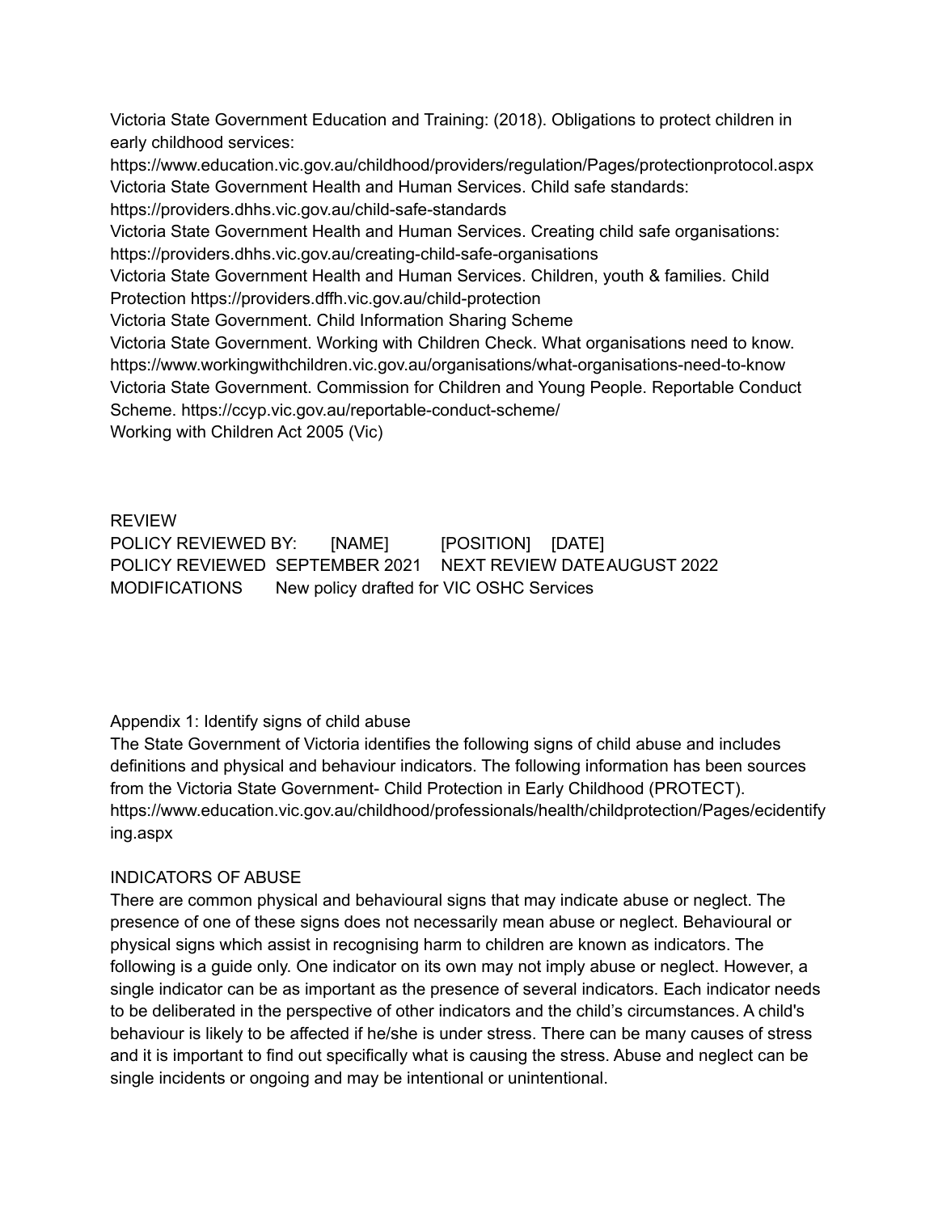Victoria State Government Education and Training: (2018). Obligations to protect children in early childhood services: https://www.education.vic.gov.au/childhood/providers/regulation/Pages/protectionprotocol.aspx
Victoria State Government Health and Human Services. Child safe standards: https://providers.dhhs.vic.gov.au/child-safe-standards
Victoria State Government Health and Human Services. Creating child safe organisations: https://providers.dhhs.vic.gov.au/creating-child-safe-organisations
Victoria State Government Health and Human Services. Children, youth & families. Child Protection https://providers.dffh.vic.gov.au/child-protection
Victoria State Government. Child Information Sharing Scheme
Victoria State Government. Working with Children Check. What organisations need to know. https://www.workingwithchildren.vic.gov.au/organisations/what-organisations-need-to-know
Victoria State Government. Commission for Children and Young People. Reportable Conduct Scheme. https://ccyp.vic.gov.au/reportable-conduct-scheme/
Working with Children Act 2005 (Vic)

REVIEW

| POLICY REVIEWED BY: | [NAME] | [POSITION] | [DATE] |
| --- | --- | --- | --- |
| POLICY REVIEWED | SEPTEMBER 2021 | NEXT REVIEW DATE | AUGUST 2022 |
| MODIFICATIONS | New policy drafted for VIC OSHC Services | | |

Appendix 1: Identify signs of child abuse

The State Government of Victoria identifies the following signs of child abuse and includes definitions and physical and behaviour indicators. The following information has been sources from the Victoria State Government- Child Protection in Early Childhood (PROTECT). https://www.education.vic.gov.au/childhood/professionals/health/childprotection/Pages/ecidentifying.aspx

INDICATORS OF ABUSE

There are common physical and behavioural signs that may indicate abuse or neglect. The presence of one of these signs does not necessarily mean abuse or neglect. Behavioural or physical signs which assist in recognising harm to children are known as indicators. The following is a guide only. One indicator on its own may not imply abuse or neglect. However, a single indicator can be as important as the presence of several indicators. Each indicator needs to be deliberated in the perspective of other indicators and the child's circumstances. A child's behaviour is likely to be affected if he/she is under stress. There can be many causes of stress and it is important to find out specifically what is causing the stress. Abuse and neglect can be single incidents or ongoing and may be intentional or unintentional.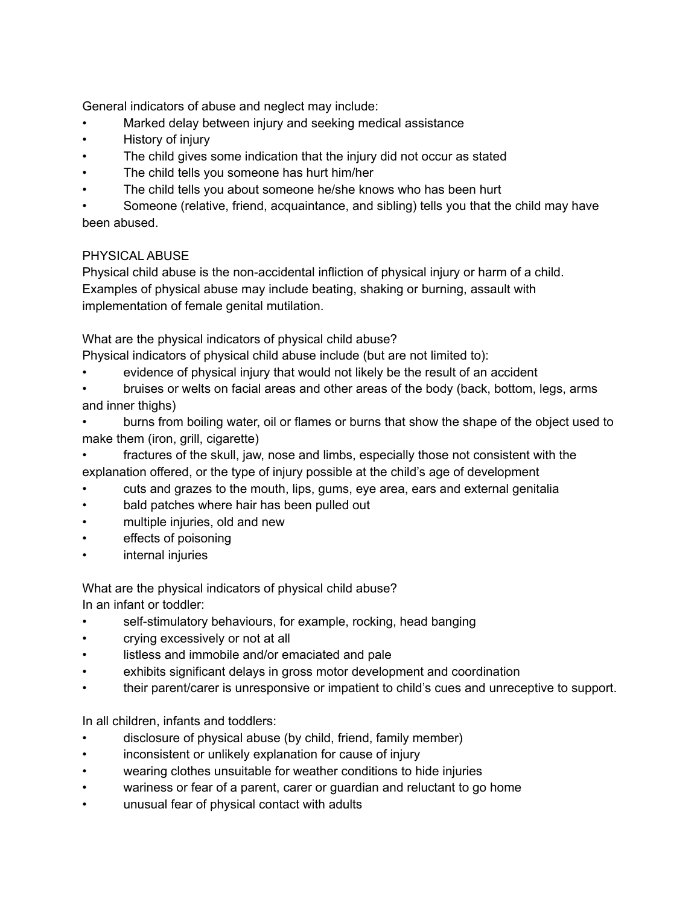General indicators of abuse and neglect may include:

- Marked delay between injury and seeking medical assistance
- History of injury
- The child gives some indication that the injury did not occur as stated
- The child tells you someone has hurt him/her
- The child tells you about someone he/she knows who has been hurt
- Someone (relative, friend, acquaintance, and sibling) tells you that the child may have been abused.

## PHYSICAL ABUSE

Physical child abuse is the non-accidental infliction of physical injury or harm of a child. Examples of physical abuse may include beating, shaking or burning, assault with implementation of female genital mutilation.

### What are the physical indicators of physical child abuse?

Physical indicators of physical child abuse include (but are not limited to):

- evidence of physical injury that would not likely be the result of an accident
- bruises or welts on facial areas and other areas of the body (back, bottom, legs, arms and inner thighs)
- burns from boiling water, oil or flames or burns that show the shape of the object used to make them (iron, grill, cigarette)
- fractures of the skull, jaw, nose and limbs, especially those not consistent with the explanation offered, or the type of injury possible at the child's age of development
- cuts and grazes to the mouth, lips, gums, eye area, ears and external genitalia
- bald patches where hair has been pulled out
- multiple injuries, old and new
- effects of poisoning
- internal injuries

### What are the physical indicators of physical child abuse?

In an infant or toddler:

- self-stimulatory behaviours, for example, rocking, head banging
- crying excessively or not at all
- listless and immobile and/or emaciated and pale
- exhibits significant delays in gross motor development and coordination
- their parent/carer is unresponsive or impatient to child's cues and unreceptive to support.

In all children, infants and toddlers:

- disclosure of physical abuse (by child, friend, family member)
- inconsistent or unlikely explanation for cause of injury
- wearing clothes unsuitable for weather conditions to hide injuries
- wariness or fear of a parent, carer or guardian and reluctant to go home
- unusual fear of physical contact with adults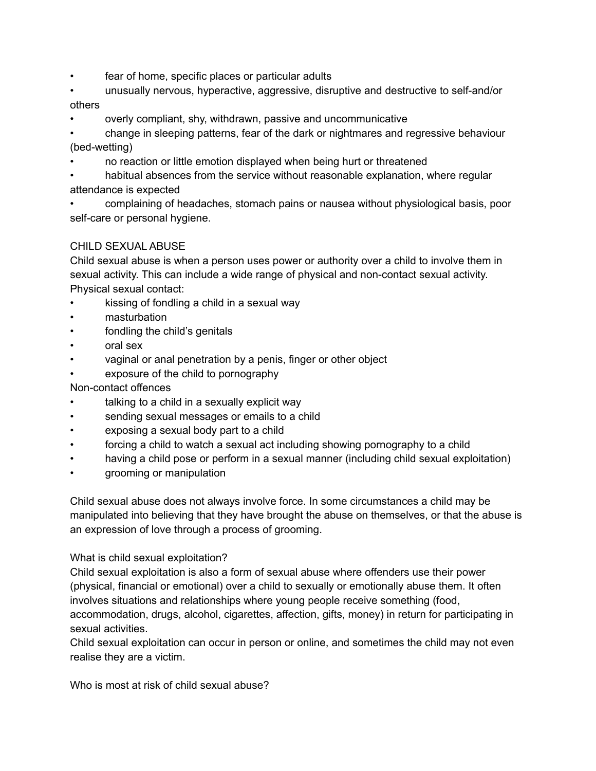- fear of home, specific places or particular adults
- unusually nervous, hyperactive, aggressive, disruptive and destructive to self-and/or others
- overly compliant, shy, withdrawn, passive and uncommunicative
- change in sleeping patterns, fear of the dark or nightmares and regressive behaviour (bed-wetting)
- no reaction or little emotion displayed when being hurt or threatened
- habitual absences from the service without reasonable explanation, where regular attendance is expected
- complaining of headaches, stomach pains or nausea without physiological basis, poor self-care or personal hygiene.

## CHILD SEXUAL ABUSE

Child sexual abuse is when a person uses power or authority over a child to involve them in sexual activity. This can include a wide range of physical and non-contact sexual activity.

Physical sexual contact:

- kissing of fondling a child in a sexual way
- masturbation
- fondling the child's genitals
- oral sex
- vaginal or anal penetration by a penis, finger or other object
- exposure of the child to pornography

Non-contact offences

- talking to a child in a sexually explicit way
- sending sexual messages or emails to a child
- exposing a sexual body part to a child
- forcing a child to watch a sexual act including showing pornography to a child
- having a child pose or perform in a sexual manner (including child sexual exploitation)
- grooming or manipulation

Child sexual abuse does not always involve force. In some circumstances a child may be manipulated into believing that they have brought the abuse on themselves, or that the abuse is an expression of love through a process of grooming.

### What is child sexual exploitation?

Child sexual exploitation is also a form of sexual abuse where offenders use their power (physical, financial or emotional) over a child to sexually or emotionally abuse them. It often involves situations and relationships where young people receive something (food, accommodation, drugs, alcohol, cigarettes, affection, gifts, money) in return for participating in sexual activities.

Child sexual exploitation can occur in person or online, and sometimes the child may not even realise they are a victim.

### Who is most at risk of child sexual abuse?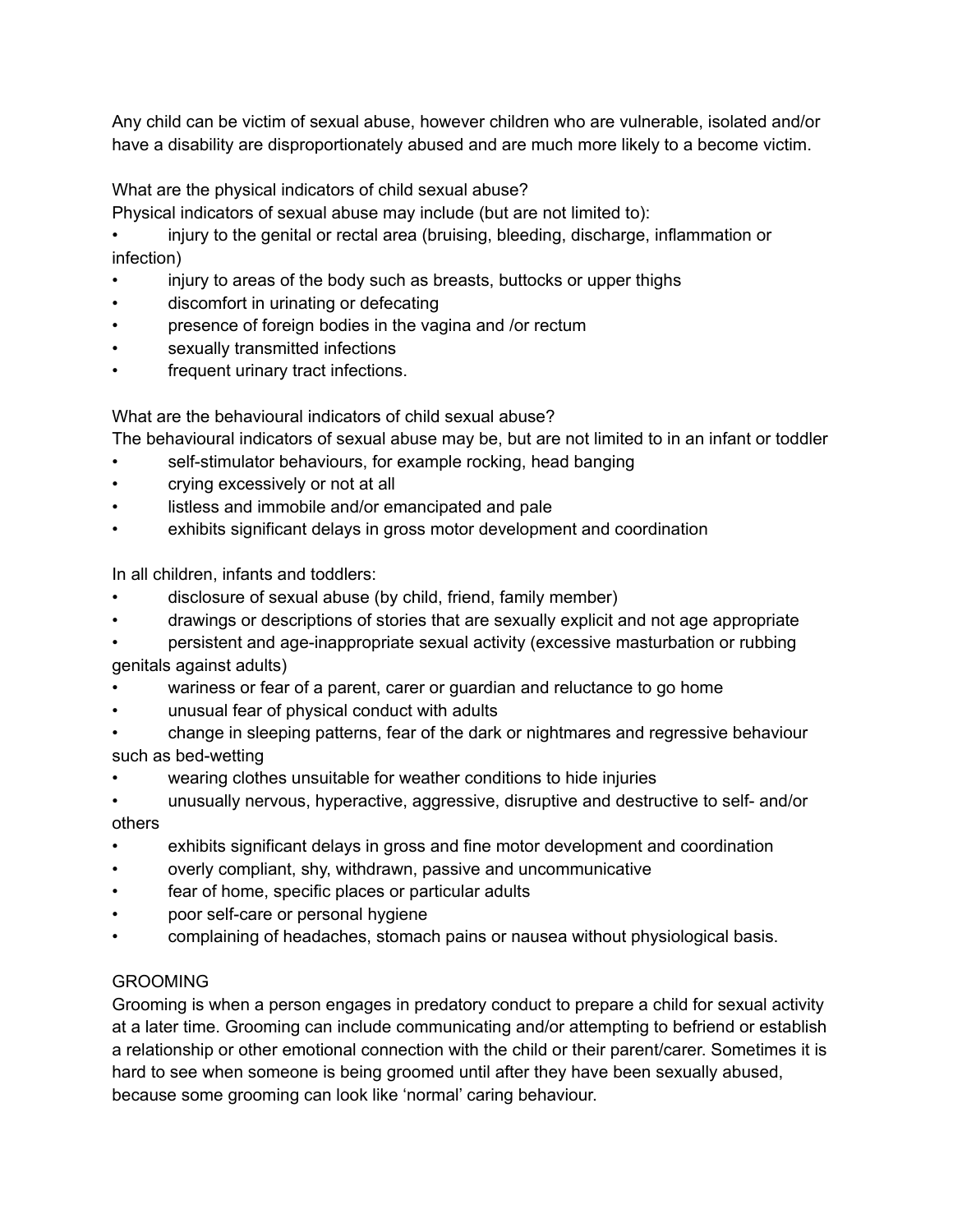Any child can be victim of sexual abuse, however children who are vulnerable, isolated and/or have a disability are disproportionately abused and are much more likely to a become victim.

What are the physical indicators of child sexual abuse?
Physical indicators of sexual abuse may include (but are not limited to):

- injury to the genital or rectal area (bruising, bleeding, discharge, inflammation or infection)
- injury to areas of the body such as breasts, buttocks or upper thighs
- discomfort in urinating or defecating
- presence of foreign bodies in the vagina and /or rectum
- sexually transmitted infections
- frequent urinary tract infections.

What are the behavioural indicators of child sexual abuse?
The behavioural indicators of sexual abuse may be, but are not limited to in an infant or toddler

- self-stimulator behaviours, for example rocking, head banging
- crying excessively or not at all
- listless and immobile and/or emancipated and pale
- exhibits significant delays in gross motor development and coordination

In all children, infants and toddlers:

- disclosure of sexual abuse (by child, friend, family member)
- drawings or descriptions of stories that are sexually explicit and not age appropriate
- persistent and age-inappropriate sexual activity (excessive masturbation or rubbing genitals against adults)
- wariness or fear of a parent, carer or guardian and reluctance to go home
- unusual fear of physical conduct with adults
- change in sleeping patterns, fear of the dark or nightmares and regressive behaviour such as bed-wetting
- wearing clothes unsuitable for weather conditions to hide injuries
- unusually nervous, hyperactive, aggressive, disruptive and destructive to self- and/or others
- exhibits significant delays in gross and fine motor development and coordination
- overly compliant, shy, withdrawn, passive and uncommunicative
- fear of home, specific places or particular adults
- poor self-care or personal hygiene
- complaining of headaches, stomach pains or nausea without physiological basis.

## GROOMING

Grooming is when a person engages in predatory conduct to prepare a child for sexual activity at a later time. Grooming can include communicating and/or attempting to befriend or establish a relationship or other emotional connection with the child or their parent/carer. Sometimes it is hard to see when someone is being groomed until after they have been sexually abused, because some grooming can look like 'normal' caring behaviour.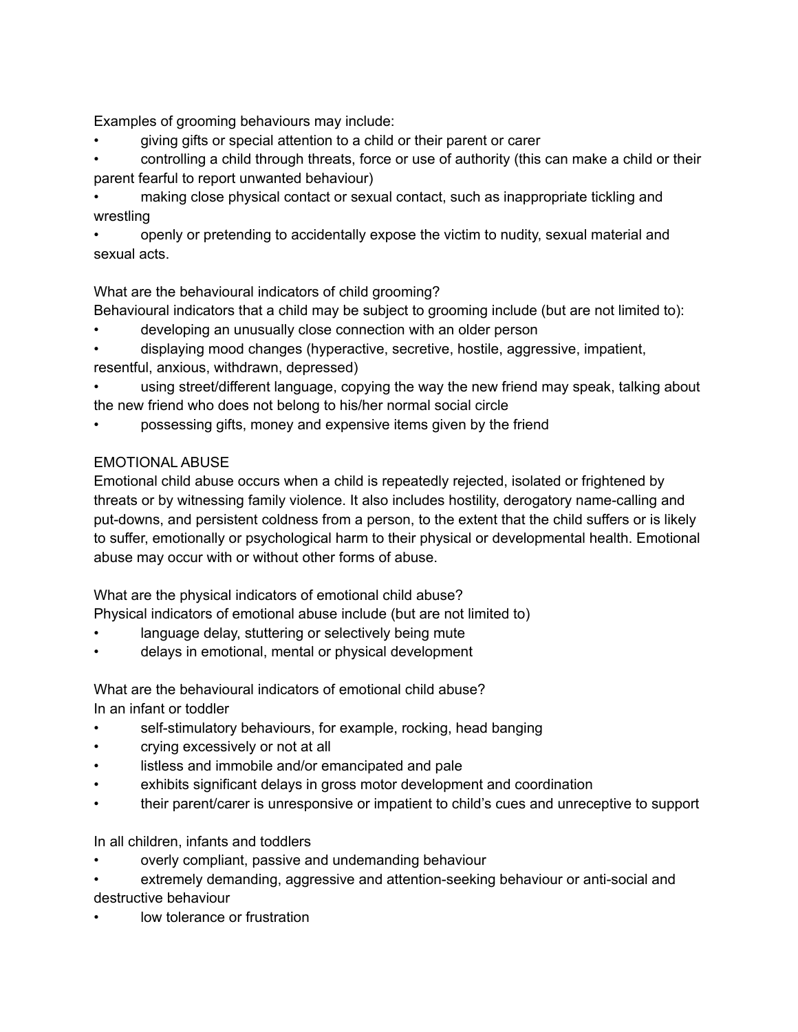Examples of grooming behaviours may include:

- giving gifts or special attention to a child or their parent or carer
- controlling a child through threats, force or use of authority (this can make a child or their parent fearful to report unwanted behaviour)
- making close physical contact or sexual contact, such as inappropriate tickling and wrestling
- openly or pretending to accidentally expose the victim to nudity, sexual material and sexual acts.

What are the behavioural indicators of child grooming?

Behavioural indicators that a child may be subject to grooming include (but are not limited to):

- developing an unusually close connection with an older person
- displaying mood changes (hyperactive, secretive, hostile, aggressive, impatient, resentful, anxious, withdrawn, depressed)
- using street/different language, copying the way the new friend may speak, talking about the new friend who does not belong to his/her normal social circle
- possessing gifts, money and expensive items given by the friend

EMOTIONAL ABUSE

Emotional child abuse occurs when a child is repeatedly rejected, isolated or frightened by threats or by witnessing family violence. It also includes hostility, derogatory name-calling and put-downs, and persistent coldness from a person, to the extent that the child suffers or is likely to suffer, emotionally or psychological harm to their physical or developmental health. Emotional abuse may occur with or without other forms of abuse.

What are the physical indicators of emotional child abuse?

Physical indicators of emotional abuse include (but are not limited to)

- language delay, stuttering or selectively being mute
- delays in emotional, mental or physical development

What are the behavioural indicators of emotional child abuse?

In an infant or toddler

- self-stimulatory behaviours, for example, rocking, head banging
- crying excessively or not at all
- listless and immobile and/or emancipated and pale
- exhibits significant delays in gross motor development and coordination
- their parent/carer is unresponsive or impatient to child's cues and unreceptive to support

In all children, infants and toddlers

- overly compliant, passive and undemanding behaviour
- extremely demanding, aggressive and attention-seeking behaviour or anti-social and destructive behaviour
- low tolerance or frustration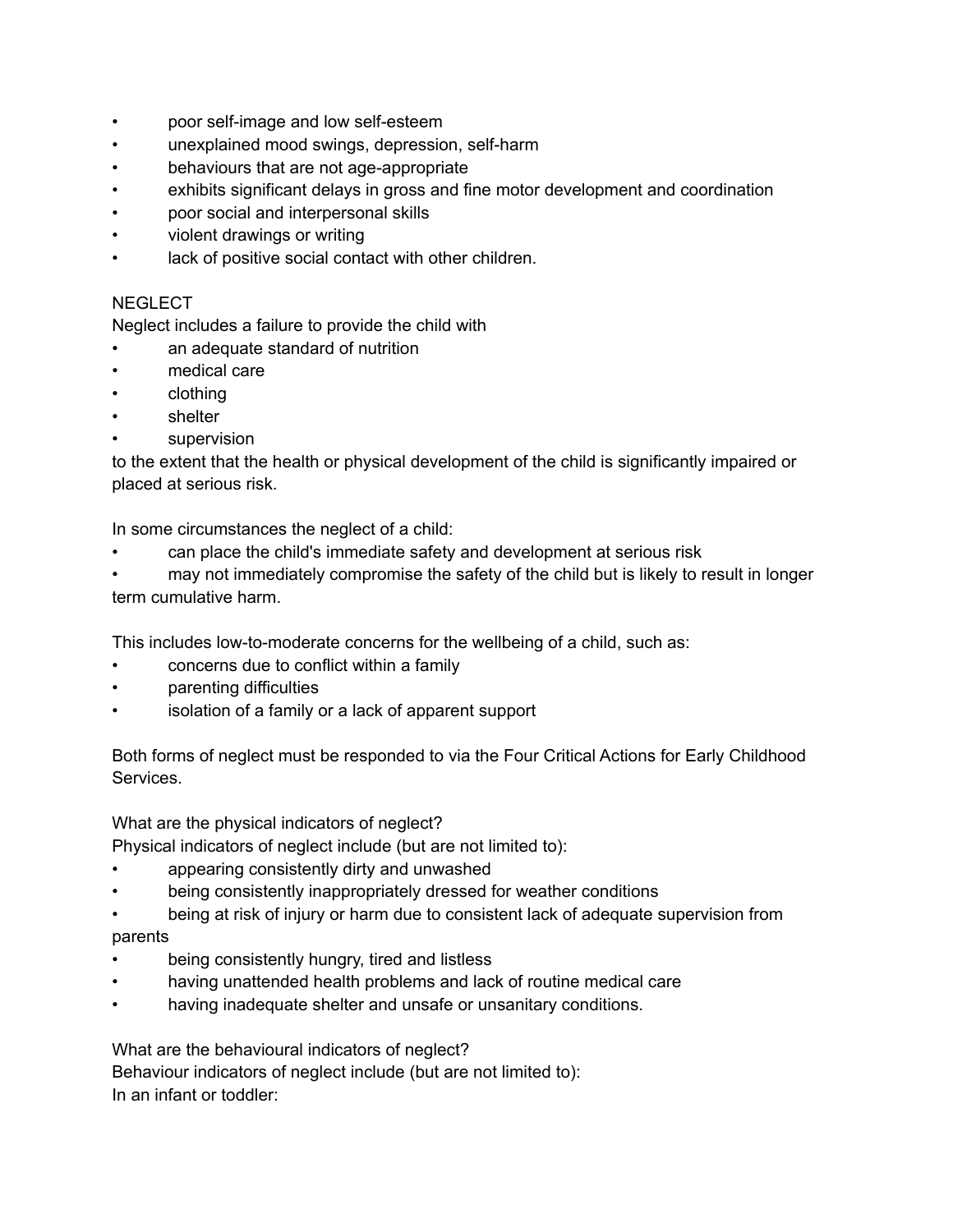- poor self-image and low self-esteem
- unexplained mood swings, depression, self-harm
- behaviours that are not age-appropriate
- exhibits significant delays in gross and fine motor development and coordination
- poor social and interpersonal skills
- violent drawings or writing
- lack of positive social contact with other children.

NEGLECT

Neglect includes a failure to provide the child with

- an adequate standard of nutrition
- medical care
- clothing
- shelter
- supervision

to the extent that the health or physical development of the child is significantly impaired or placed at serious risk.

In some circumstances the neglect of a child:

- can place the child's immediate safety and development at serious risk
- may not immediately compromise the safety of the child but is likely to result in longer term cumulative harm.

This includes low-to-moderate concerns for the wellbeing of a child, such as:

- concerns due to conflict within a family
- parenting difficulties
- isolation of a family or a lack of apparent support

Both forms of neglect must be responded to via the Four Critical Actions for Early Childhood Services.

What are the physical indicators of neglect?

Physical indicators of neglect include (but are not limited to):

- appearing consistently dirty and unwashed
- being consistently inappropriately dressed for weather conditions
- being at risk of injury or harm due to consistent lack of adequate supervision from parents
- being consistently hungry, tired and listless
- having unattended health problems and lack of routine medical care
- having inadequate shelter and unsafe or unsanitary conditions.

What are the behavioural indicators of neglect?

Behaviour indicators of neglect include (but are not limited to):

In an infant or toddler: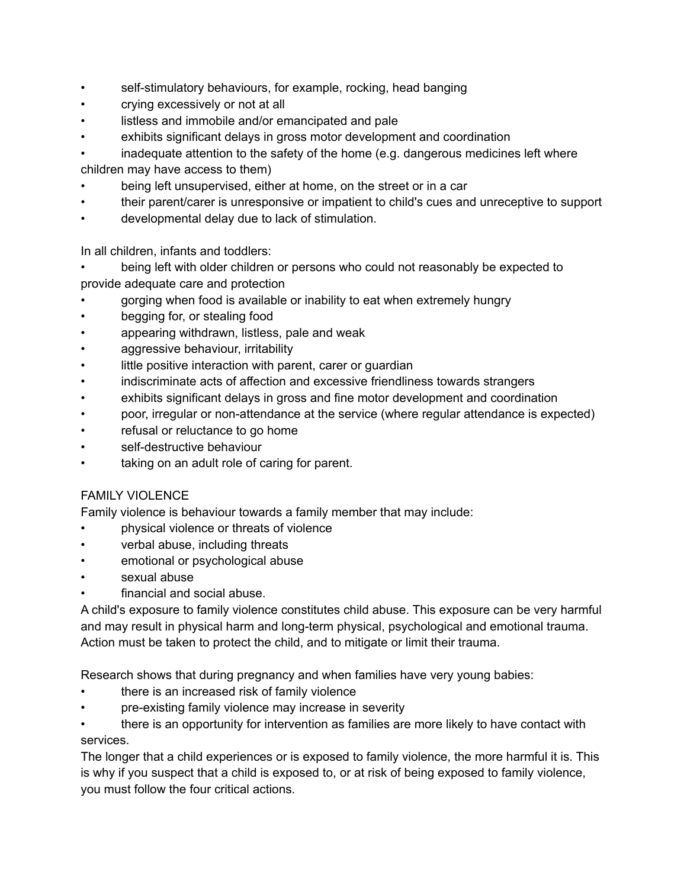- self-stimulatory behaviours, for example, rocking, head banging
- crying excessively or not at all
- listless and immobile and/or emancipated and pale
- exhibits significant delays in gross motor development and coordination
- inadequate attention to the safety of the home (e.g. dangerous medicines left where children may have access to them)
- being left unsupervised, either at home, on the street or in a car
- their parent/carer is unresponsive or impatient to child's cues and unreceptive to support
- developmental delay due to lack of stimulation.

In all children, infants and toddlers:

- being left with older children or persons who could not reasonably be expected to provide adequate care and protection
- gorging when food is available or inability to eat when extremely hungry
- begging for, or stealing food
- appearing withdrawn, listless, pale and weak
- aggressive behaviour, irritability
- little positive interaction with parent, carer or guardian
- indiscriminate acts of affection and excessive friendliness towards strangers
- exhibits significant delays in gross and fine motor development and coordination
- poor, irregular or non-attendance at the service (where regular attendance is expected)
- refusal or reluctance to go home
- self-destructive behaviour
- taking on an adult role of caring for parent.

FAMILY VIOLENCE

Family violence is behaviour towards a family member that may include:

- physical violence or threats of violence
- verbal abuse, including threats
- emotional or psychological abuse
- sexual abuse
- financial and social abuse.

A child's exposure to family violence constitutes child abuse. This exposure can be very harmful and may result in physical harm and long-term physical, psychological and emotional trauma. Action must be taken to protect the child, and to mitigate or limit their trauma.

Research shows that during pregnancy and when families have very young babies:

- there is an increased risk of family violence
- pre-existing family violence may increase in severity
- there is an opportunity for intervention as families are more likely to have contact with services.

The longer that a child experiences or is exposed to family violence, the more harmful it is. This is why if you suspect that a child is exposed to, or at risk of being exposed to family violence, you must follow the four critical actions.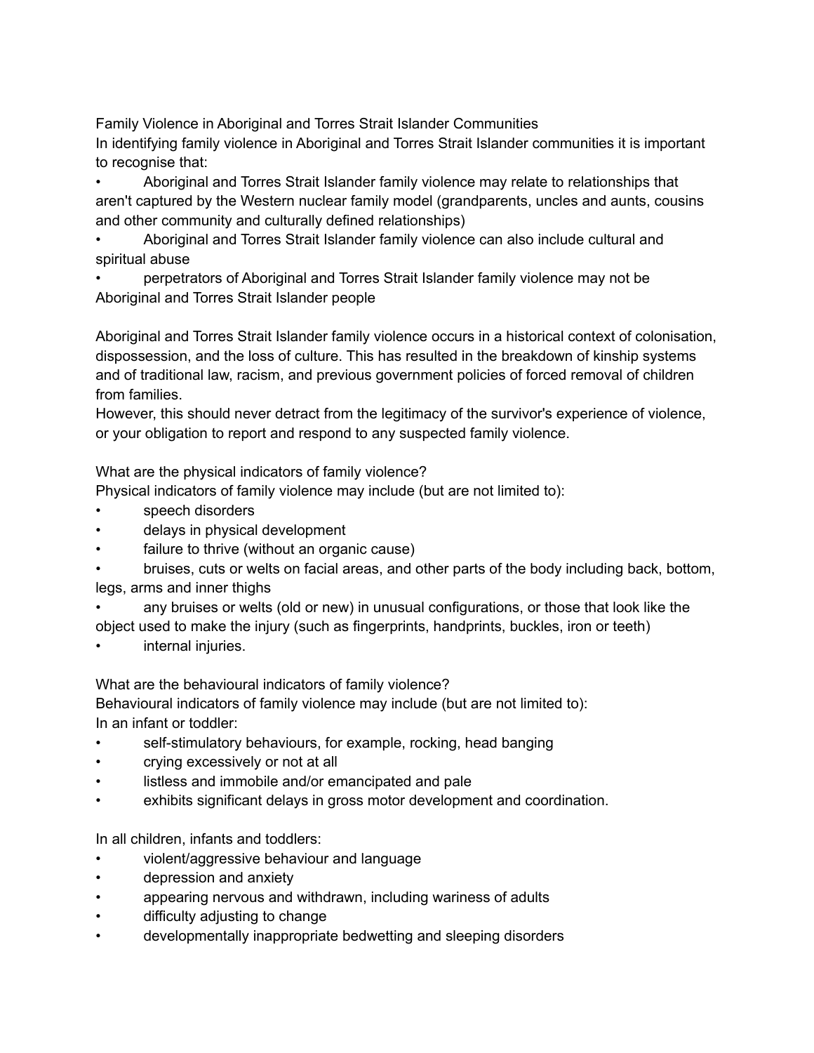## Family Violence in Aboriginal and Torres Strait Islander Communities

In identifying family violence in Aboriginal and Torres Strait Islander communities it is important to recognise that:

- Aboriginal and Torres Strait Islander family violence may relate to relationships that aren't captured by the Western nuclear family model (grandparents, uncles and aunts, cousins and other community and culturally defined relationships)
- Aboriginal and Torres Strait Islander family violence can also include cultural and spiritual abuse
- perpetrators of Aboriginal and Torres Strait Islander family violence may not be Aboriginal and Torres Strait Islander people

Aboriginal and Torres Strait Islander family violence occurs in a historical context of colonisation, dispossession, and the loss of culture. This has resulted in the breakdown of kinship systems and of traditional law, racism, and previous government policies of forced removal of children from families.

However, this should never detract from the legitimacy of the survivor's experience of violence, or your obligation to report and respond to any suspected family violence.

### What are the physical indicators of family violence?

Physical indicators of family violence may include (but are not limited to):

- speech disorders
- delays in physical development
- failure to thrive (without an organic cause)
- bruises, cuts or welts on facial areas, and other parts of the body including back, bottom, legs, arms and inner thighs
- any bruises or welts (old or new) in unusual configurations, or those that look like the object used to make the injury (such as fingerprints, handprints, buckles, iron or teeth)
- internal injuries.

### What are the behavioural indicators of family violence?

Behavioural indicators of family violence may include (but are not limited to):

In an infant or toddler:

- self-stimulatory behaviours, for example, rocking, head banging
- crying excessively or not at all
- listless and immobile and/or emancipated and pale
- exhibits significant delays in gross motor development and coordination.

In all children, infants and toddlers:

- violent/aggressive behaviour and language
- depression and anxiety
- appearing nervous and withdrawn, including wariness of adults
- difficulty adjusting to change
- developmentally inappropriate bedwetting and sleeping disorders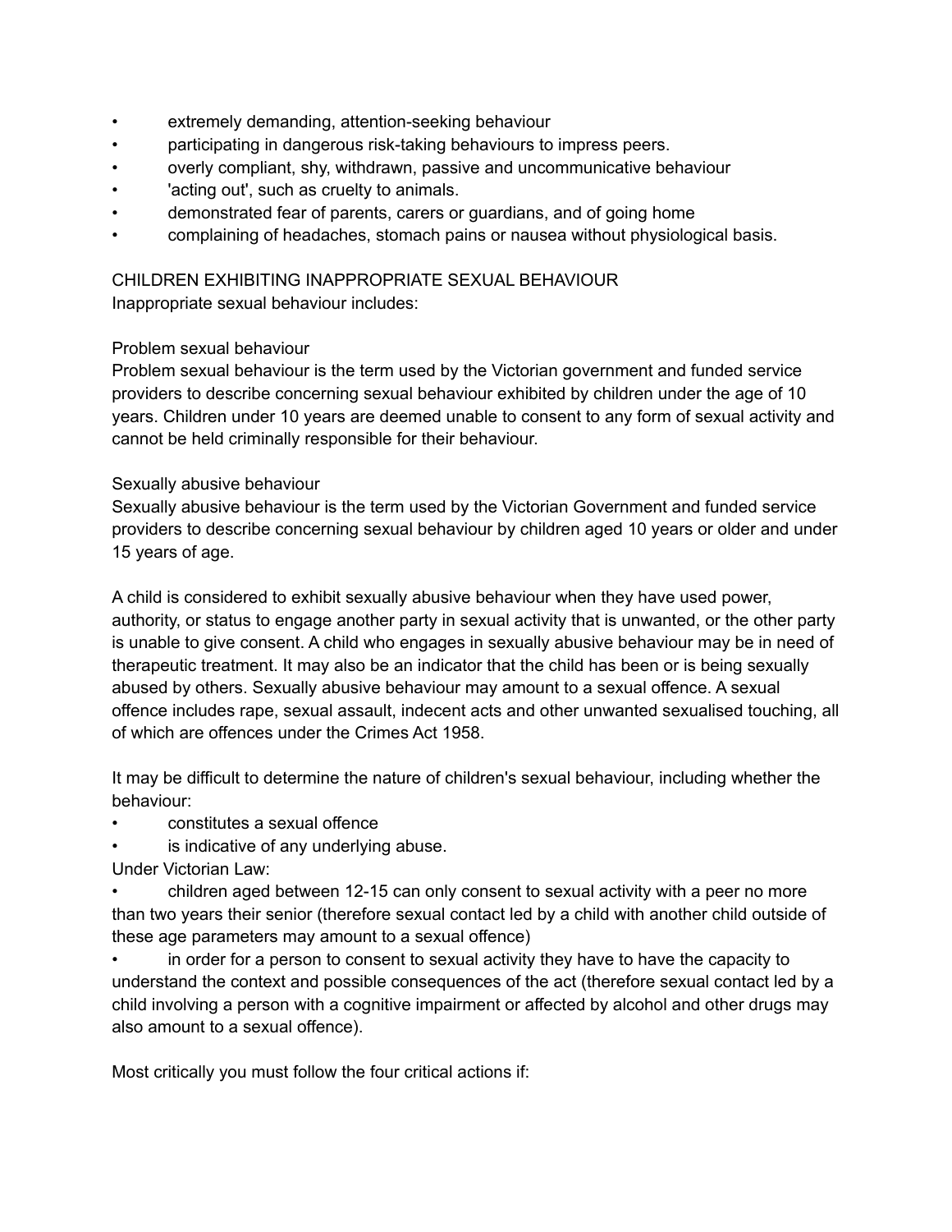- extremely demanding, attention-seeking behaviour
- participating in dangerous risk-taking behaviours to impress peers.
- overly compliant, shy, withdrawn, passive and uncommunicative behaviour
- 'acting out', such as cruelty to animals.
- demonstrated fear of parents, carers or guardians, and of going home
- complaining of headaches, stomach pains or nausea without physiological basis.

## CHILDREN EXHIBITING INAPPROPRIATE SEXUAL BEHAVIOUR

Inappropriate sexual behaviour includes:

### Problem sexual behaviour

Problem sexual behaviour is the term used by the Victorian government and funded service providers to describe concerning sexual behaviour exhibited by children under the age of 10 years. Children under 10 years are deemed unable to consent to any form of sexual activity and cannot be held criminally responsible for their behaviour.

### Sexually abusive behaviour

Sexually abusive behaviour is the term used by the Victorian Government and funded service providers to describe concerning sexual behaviour by children aged 10 years or older and under 15 years of age.

A child is considered to exhibit sexually abusive behaviour when they have used power, authority, or status to engage another party in sexual activity that is unwanted, or the other party is unable to give consent. A child who engages in sexually abusive behaviour may be in need of therapeutic treatment. It may also be an indicator that the child has been or is being sexually abused by others. Sexually abusive behaviour may amount to a sexual offence. A sexual offence includes rape, sexual assault, indecent acts and other unwanted sexualised touching, all of which are offences under the Crimes Act 1958.

It may be difficult to determine the nature of children's sexual behaviour, including whether the behaviour:

- constitutes a sexual offence
- is indicative of any underlying abuse.

Under Victorian Law:

- children aged between 12-15 can only consent to sexual activity with a peer no more than two years their senior (therefore sexual contact led by a child with another child outside of these age parameters may amount to a sexual offence)
- in order for a person to consent to sexual activity they have to have the capacity to understand the context and possible consequences of the act (therefore sexual contact led by a child involving a person with a cognitive impairment or affected by alcohol and other drugs may also amount to a sexual offence).

Most critically you must follow the four critical actions if: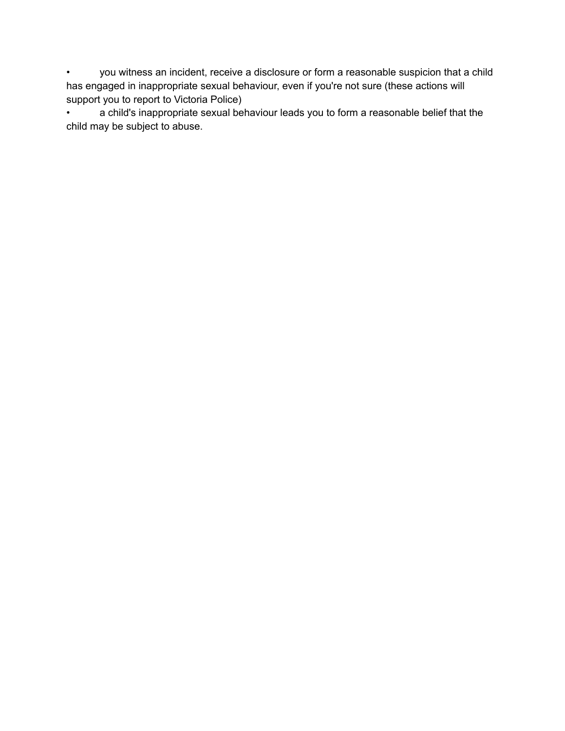- you witness an incident, receive a disclosure or form a reasonable suspicion that a child has engaged in inappropriate sexual behaviour, even if you're not sure (these actions will support you to report to Victoria Police)
- a child's inappropriate sexual behaviour leads you to form a reasonable belief that the child may be subject to abuse.